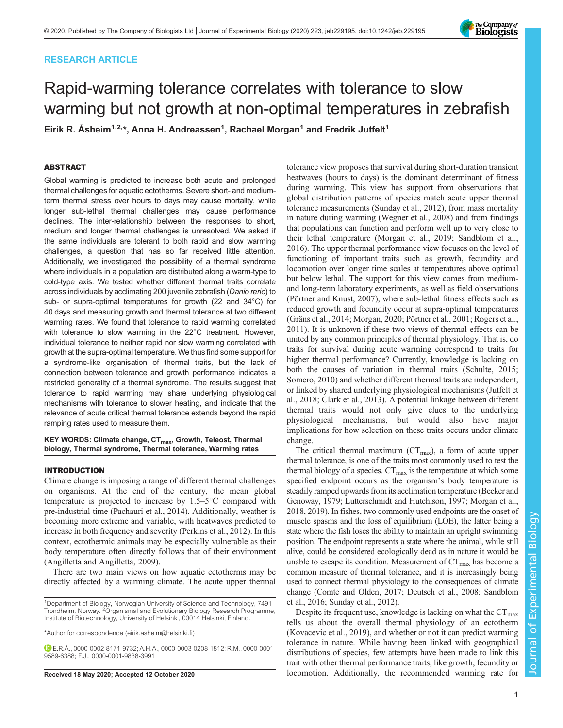RESEARCH ARTICLE

# Rapid-warming tolerance correlates with tolerance to slow warming but not growth at non-optimal temperatures in zebrafish

**Eirik R. Åsheim[1,2,*], Anna H. Andreassen[1], Rachael Morgan[1] and Fredrik Jutfelt[1]**

## ABSTRACT

Global warming is predicted to increase both acute and prolonged thermal challenges for aquatic ectotherms. Severe short- and medium-term thermal stress over hours to days may cause mortality, while longer sub-lethal thermal challenges may cause performance declines. The inter-relationship between the responses to short, medium and longer thermal challenges is unresolved. We asked if the same individuals are tolerant to both rapid and slow warming challenges, a question that has so far received little attention. Additionally, we investigated the possibility of a thermal syndrome where individuals in a population are distributed along a warm-type to cold-type axis. We tested whether different thermal traits correlate across individuals by acclimating 200 juvenile zebrafish (*Danio rerio*) to sub- or supra-optimal temperatures for growth (22 and 34°C) for 40 days and measuring growth and thermal tolerance at two different warming rates. We found that tolerance to rapid warming correlated with tolerance to slow warming in the 22°C treatment. However, individual tolerance to neither rapid nor slow warming correlated with growth at the supra-optimal temperature. We thus find some support for a syndrome-like organisation of thermal traits, but the lack of connection between tolerance and growth performance indicates a restricted generality of a thermal syndrome. The results suggest that tolerance to rapid warming may share underlying physiological mechanisms with tolerance to slower heating, and indicate that the relevance of acute critical thermal tolerance extends beyond the rapid ramping rates used to measure them.

**KEY WORDS: Climate change, $CT_{max}$, Growth, Teleost, Thermal biology, Thermal syndrome, Thermal tolerance, Warming rates**

## INTRODUCTION

Climate change is imposing a range of different thermal challenges on organisms. At the end of the century, the mean global temperature is projected to increase by 1.5–5°C compared with pre-industrial time (Pachauri et al., 2014). Additionally, weather is becoming more extreme and variable, with heatwaves predicted to increase in both frequency and severity (Perkins et al., 2012). In this context, ectothermic animals may be especially vulnerable as their body temperature often directly follows that of their environment (Angilletta and Angilletta, 2009).

There are two main views on how aquatic ectotherms may be directly affected by a warming climate. The acute upper thermal tolerance view proposes that survival during short-duration transient heatwaves (hours to days) is the dominant determinant of fitness during warming. This view has support from observations that global distribution patterns of species match acute upper thermal tolerance measurements (Sunday et al., 2012), from mass mortality in nature during warming (Wegner et al., 2008) and from findings that populations can function and perform well up to very close to their lethal temperature (Morgan et al., 2019; Sandblom et al., 2016). The upper thermal performance view focuses on the level of functioning of important traits such as growth, fecundity and locomotion over longer time scales at temperatures above optimal but below lethal. The support for this view comes from medium- and long-term laboratory experiments, as well as field observations (Pörtner and Knust, 2007), where sub-lethal fitness effects such as reduced growth and fecundity occur at supra-optimal temperatures (Gräns et al., 2014; Morgan, 2020; Pörtner et al., 2001; Rogers et al., 2011). It is unknown if these two views of thermal effects can be united by any common principles of thermal physiology. That is, do traits for survival during acute warming correspond to traits for higher thermal performance? Currently, knowledge is lacking on both the causes of variation in thermal traits (Schulte, 2015; Somero, 2010) and whether different thermal traits are independent, or linked by shared underlying physiological mechanisms (Jutfelt et al., 2018; Clark et al., 2013). A potential linkage between different thermal traits would not only give clues to the underlying physiological mechanisms, but would also have major implications for how selection on these traits occurs under climate change.

The critical thermal maximum ($CT_{max}$), a form of acute upper thermal tolerance, is one of the traits most commonly used to test the thermal biology of a species. $CT_{max}$ is the temperature at which some specified endpoint occurs as the organism's body temperature is steadily ramped upwards from its acclimation temperature (Becker and Genoway, 1979; Lutterschmidt and Hutchison, 1997; Morgan et al., 2018, 2019). In fishes, two commonly used endpoints are the onset of muscle spasms and the loss of equilibrium (LOE), the latter being a state where the fish loses the ability to maintain an upright swimming position. The endpoint represents a state where the animal, while still alive, could be considered ecologically dead as in nature it would be unable to escape its condition. Measurement of $CT_{max}$ has become a common measure of thermal tolerance, and it is increasingly being used to connect thermal physiology to the consequences of climate change (Comte and Olden, 2017; Deutsch et al., 2008; Sandblom et al., 2016; Sunday et al., 2012).

Despite its frequent use, knowledge is lacking on what the $CT_{max}$ tells us about the overall thermal physiology of an ectotherm (Kovacevic et al., 2019), and whether or not it can predict warming tolerance in nature. While having been linked with geographical distributions of species, few attempts have been made to link this trait with other thermal performance traits, like growth, fecundity or locomotion. Additionally, the recommended warming rate for

[1]Department of Biology, Norwegian University of Science and Technology, 7491 Trondheim, Norway. [2]Organismal and Evolutionary Biology Research Programme, Institute of Biotechnology, University of Helsinki, 00014 Helsinki, Finland.

*Author for correspondence (eirik.asheim@helsinki.fi)

E.R.Å., 0000-0002-8171-9732; A.H.A., 0000-0003-0208-1812; R.M., 0000-0001-9589-6388; F.J., 0000-0001-9838-3991

Received 18 May 2020; Accepted 12 October 2020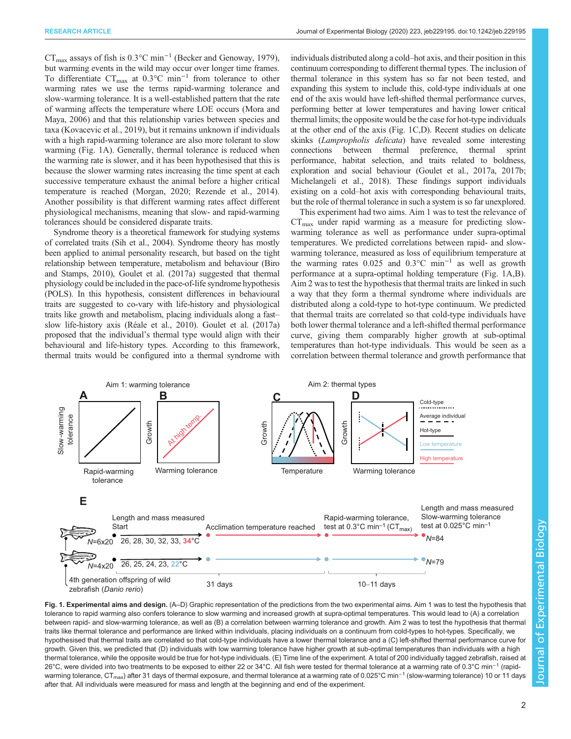CTmax assays of fish is 0.3°C min$^{-1}$ (Becker and Genoway, 1979), but warming events in the wild may occur over longer time frames. To differentiate CTmax at 0.3°C min$^{-1}$ from tolerance to other warming rates we use the terms rapid-warming tolerance and slow-warming tolerance. It is a well-established pattern that the rate of warming affects the temperature where LOE occurs (Mora and Maya, 2006) and that this relationship varies between species and taxa (Kovacevic et al., 2019), but it remains unknown if individuals with a high rapid-warming tolerance are also more tolerant to slow warming (Fig. 1A). Generally, thermal tolerance is reduced when the warming rate is slower, and it has been hypothesised that this is because the slower warming rates increasing the time spent at each successive temperature exhaust the animal before a higher critical temperature is reached (Morgan, 2020; Rezende et al., 2014). Another possibility is that different warming rates affect different physiological mechanisms, meaning that slow- and rapid-warming tolerances should be considered disparate traits.

Syndrome theory is a theoretical framework for studying systems of correlated traits (Sih et al., 2004). Syndrome theory has mostly been applied to animal personality research, but based on the tight relationship between temperature, metabolism and behaviour (Biro and Stamps, 2010), Goulet et al. (2017a) suggested that thermal physiology could be included in the pace-of-life syndrome hypothesis (POLS). In this hypothesis, consistent differences in behavioural traits are suggested to co-vary with life-history and physiological traits like growth and metabolism, placing individuals along a fast–slow life-history axis (Réale et al., 2010). Goulet et al. (2017a) proposed that the individual's thermal type would align with their behavioural and life-history types. According to this framework, thermal traits would be configured into a thermal syndrome with individuals distributed along a cold–hot axis, and their position in this continuum corresponding to different thermal types. The inclusion of thermal tolerance in this system has so far not been tested, and expanding this system to include this, cold-type individuals at one end of the axis would have left-shifted thermal performance curves, performing better at lower temperatures and having lower critical thermal limits; the opposite would be the case for hot-type individuals at the other end of the axis (Fig. 1C,D). Recent studies on delicate skinks (*Lampropholis delicata*) have revealed some interesting connections between thermal preference, thermal sprint performance, habitat selection, and traits related to boldness, exploration and social behaviour (Goulet et al., 2017a, 2017b; Michelangeli et al., 2018). These findings support individuals existing on a cold–hot axis with corresponding behavioural traits, but the role of thermal tolerance in such a system is so far unexplored.

This experiment had two aims. Aim 1 was to test the relevance of CTmax under rapid warming as a measure for predicting slow-warming tolerance as well as performance under supra-optimal temperatures. We predicted correlations between rapid- and slow-warming tolerance, measured as loss of equilibrium temperature at the warming rates 0.025 and 0.3°C min$^{-1}$ as well as growth performance at a supra-optimal holding temperature (Fig. 1A,B). Aim 2 was to test the hypothesis that thermal traits are linked in such a way that they form a thermal syndrome where individuals are distributed along a cold-type to hot-type continuum. We predicted that thermal traits are correlated so that cold-type individuals have both lower thermal tolerance and a left-shifted thermal performance curve, giving them comparably higher growth at sub-optimal temperatures than hot-type individuals. This would be seen as a correlation between thermal tolerance and growth performance that

**Fig. 1. Experimental aims and design.** (A–D) Graphic representation of the predictions from the two experimental aims. Aim 1 was to test the hypothesis that tolerance to rapid warming also confers tolerance to slow warming and increased growth at supra-optimal temperatures. This would lead to (A) a correlation between rapid- and slow-warming tolerance, as well as (B) a correlation between warming tolerance and growth. Aim 2 was to test the hypothesis that thermal traits like thermal tolerance and performance are linked within individuals, placing individuals on a continuum from cold-types to hot-types. Specifically, we hypothesised that thermal traits are correlated so that cold-type individuals have a lower thermal tolerance and a (C) left-shifted thermal performance curve for growth. Given this, we predicted that (D) individuals with low warming tolerance have higher growth at sub-optimal temperatures than individuals with a high thermal tolerance, while the opposite would be true for hot-type individuals. (E) Time line of the experiment. A total of 200 individually tagged zebrafish, raised at 26°C, were divided into two treatments to be exposed to either 22 or 34°C. All fish were tested for thermal tolerance at a warming rate of 0.3°C min$^{-1}$ (rapid-warming tolerance, CTmax) after 31 days of thermal exposure, and thermal tolerance at a warming rate of 0.025°C min$^{-1}$ (slow-warming tolerance) 10 or 11 days after that. All individuals were measured for mass and length at the beginning and end of the experiment.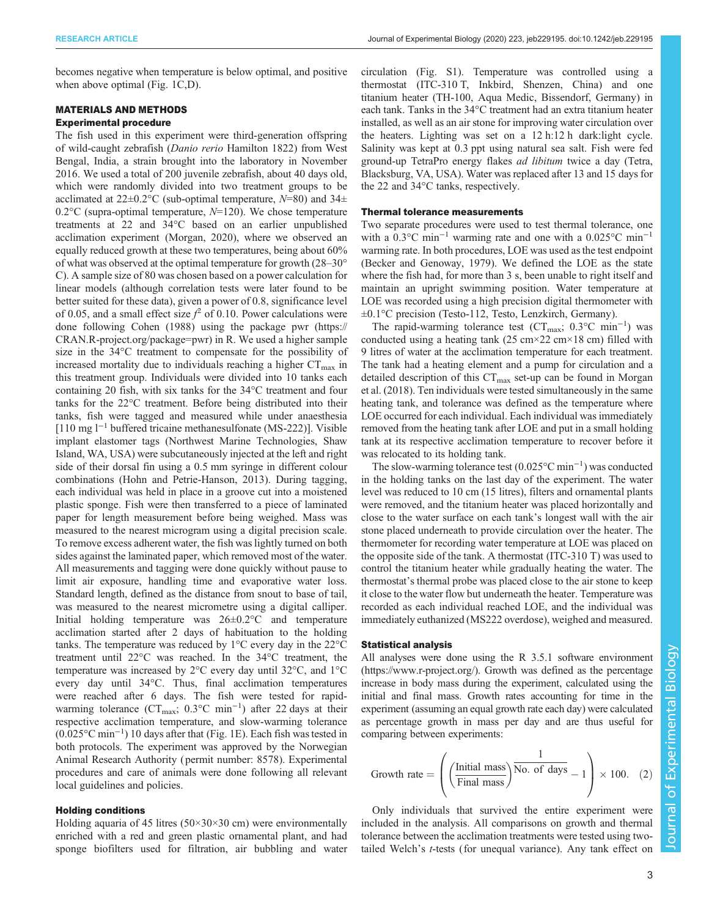becomes negative when temperature is below optimal, and positive when above optimal (Fig. 1C,D).

## MATERIALS AND METHODS

### Experimental procedure

The fish used in this experiment were third-generation offspring of wild-caught zebrafish (*Danio rerio* Hamilton 1822) from West Bengal, India, a strain brought into the laboratory in November 2016. We used a total of 200 juvenile zebrafish, about 40 days old, which were randomly divided into two treatment groups to be acclimated at 22±0.2°C (sub-optimal temperature, *N*=80) and 34±0.2°C (supra-optimal temperature, *N*=120). We chose temperature treatments at 22 and 34°C based on an earlier unpublished acclimation experiment (Morgan, 2020), where we observed an equally reduced growth at these two temperatures, being about 60% of what was observed at the optimal temperature for growth (28–30°C). A sample size of 80 was chosen based on a power calculation for linear models (although correlation tests were later found to be better suited for these data), given a power of 0.8, significance level of 0.05, and a small effect size $f^2$ of 0.10. Power calculations were done following Cohen (1988) using the package pwr (https://CRAN.R-project.org/package=pwr) in R. We used a higher sample size in the 34°C treatment to compensate for the possibility of increased mortality due to individuals reaching a higher $CT_{max}$ in this treatment group. Individuals were divided into 10 tanks each containing 20 fish, with six tanks for the 34°C treatment and four tanks for the 22°C treatment. Before being distributed into their tanks, fish were tagged and measured while under anaesthesia [110 mg $l^{-1}$ buffered tricaine methanesulfonate (MS-222)]. Visible implant elastomer tags (Northwest Marine Technologies, Shaw Island, WA, USA) were subcutaneously injected at the left and right side of their dorsal fin using a 0.5 mm syringe in different colour combinations (Hohn and Petrie-Hanson, 2013). During tagging, each individual was held in place in a groove cut into a moistened plastic sponge. Fish were then transferred to a piece of laminated paper for length measurement before being weighed. Mass was measured to the nearest microgram using a digital precision scale. To remove excess adherent water, the fish was lightly turned on both sides against the laminated paper, which removed most of the water. All measurements and tagging were done quickly without pause to limit air exposure, handling time and evaporative water loss. Standard length, defined as the distance from snout to base of tail, was measured to the nearest micrometre using a digital calliper. Initial holding temperature was 26±0.2°C and temperature acclimation started after 2 days of habituation to the holding tanks. The temperature was reduced by 1°C every day in the 22°C treatment until 22°C was reached. In the 34°C treatment, the temperature was increased by 2°C every day until 32°C, and 1°C every day until 34°C. Thus, final acclimation temperatures were reached after 6 days. The fish were tested for rapid-warming tolerance ($CT_{max}$; 0.3°C $min^{-1}$) after 22 days at their respective acclimation temperature, and slow-warming tolerance (0.025°C $min^{-1}$) 10 days after that (Fig. 1E). Each fish was tested in both protocols. The experiment was approved by the Norwegian Animal Research Authority (permit number: 8578). Experimental procedures and care of animals were done following all relevant local guidelines and policies.

### Holding conditions

Holding aquaria of 45 litres (50×30×30 cm) were environmentally enriched with a red and green plastic ornamental plant, and had sponge biofilters used for filtration, air bubbling and water circulation (Fig. S1). Temperature was controlled using a thermostat (ITC-310 T, Inkbird, Shenzen, China) and one titanium heater (TH-100, Aqua Medic, Bissendorf, Germany) in each tank. Tanks in the 34°C treatment had an extra titanium heater installed, as well as an air stone for improving water circulation over the heaters. Lighting was set on a 12 h:12 h dark:light cycle. Salinity was kept at 0.3 ppt using natural sea salt. Fish were fed ground-up TetraPro energy flakes *ad libitum* twice a day (Tetra, Blacksburg, VA, USA). Water was replaced after 13 and 15 days for the 22 and 34°C tanks, respectively.

### Thermal tolerance measurements

Two separate procedures were used to test thermal tolerance, one with a 0.3°C $min^{-1}$ warming rate and one with a 0.025°C $min^{-1}$ warming rate. In both procedures, LOE was used as the test endpoint (Becker and Genoway, 1979). We defined the LOE as the state where the fish had, for more than 3 s, been unable to right itself and maintain an upright swimming position. Water temperature at LOE was recorded using a high precision digital thermometer with ±0.1°C precision (Testo-112, Testo, Lenzkirch, Germany).

The rapid-warming tolerance test ($CT_{max}$; 0.3°C $min^{-1}$) was conducted using a heating tank (25 cm×22 cm×18 cm) filled with 9 litres of water at the acclimation temperature for each treatment. The tank had a heating element and a pump for circulation and a detailed description of this $CT_{max}$ set-up can be found in Morgan et al. (2018). Ten individuals were tested simultaneously in the same heating tank, and tolerance was defined as the temperature where LOE occurred for each individual. Each individual was immediately removed from the heating tank after LOE and put in a small holding tank at its respective acclimation temperature to recover before it was relocated to its holding tank.

The slow-warming tolerance test (0.025°C $min^{-1}$) was conducted in the holding tanks on the last day of the experiment. The water level was reduced to 10 cm (15 litres), filters and ornamental plants were removed, and the titanium heater was placed horizontally and close to the water surface on each tank's longest wall with the air stone placed underneath to provide circulation over the heater. The thermometer for recording water temperature at LOE was placed on the opposite side of the tank. A thermostat (ITC-310 T) was used to control the titanium heater while gradually heating the water. The thermostat's thermal probe was placed close to the air stone to keep it close to the water flow but underneath the heater. Temperature was recorded as each individual reached LOE, and the individual was immediately euthanized (MS222 overdose), weighed and measured.

### Statistical analysis

All analyses were done using the R 3.5.1 software environment (https://www.r-project.org/). Growth was defined as the percentage increase in body mass during the experiment, calculated using the initial and final mass. Growth rates accounting for time in the experiment (assuming an equal growth rate each day) were calculated as percentage growth in mass per day and are thus useful for comparing between experiments:

$$\text{Growth rate} = \left( \left( \frac{\text{Initial mass}}{\text{Final mass}} \right)^{\frac{1}{\text{No. of days}}} - 1 \right) \times 100. \quad (2)$$

Only individuals that survived the entire experiment were included in the analysis. All comparisons on growth and thermal tolerance between the acclimation treatments were tested using two-tailed Welch's *t*-tests (for unequal variance). Any tank effect on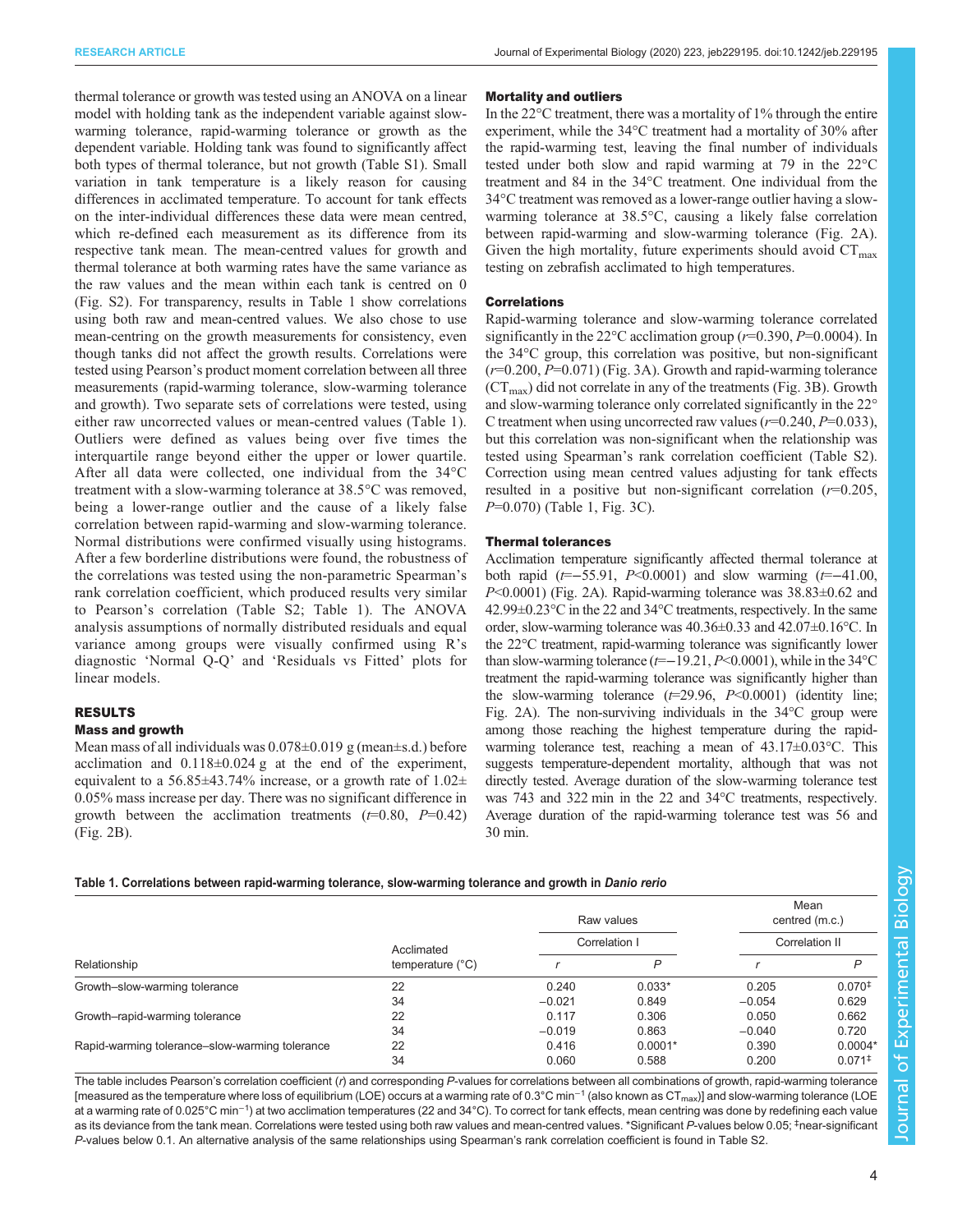thermal tolerance or growth was tested using an ANOVA on a linear model with holding tank as the independent variable against slow-warming tolerance, rapid-warming tolerance or growth as the dependent variable. Holding tank was found to significantly affect both types of thermal tolerance, but not growth (Table S1). Small variation in tank temperature is a likely reason for causing differences in acclimated temperature. To account for tank effects on the inter-individual differences these data were mean centred, which re-defined each measurement as its difference from its respective tank mean. The mean-centred values for growth and thermal tolerance at both warming rates have the same variance as the raw values and the mean within each tank is centred on 0 (Fig. S2). For transparency, results in Table 1 show correlations using both raw and mean-centred values. We also chose to use mean-centring on the growth measurements for consistency, even though tanks did not affect the growth results. Correlations were tested using Pearson's product moment correlation between all three measurements (rapid-warming tolerance, slow-warming tolerance and growth). Two separate sets of correlations were tested, using either raw uncorrected values or mean-centred values (Table 1). Outliers were defined as values being over five times the interquartile range beyond either the upper or lower quartile. After all data were collected, one individual from the 34°C treatment with a slow-warming tolerance at 38.5°C was removed, being a lower-range outlier and the cause of a likely false correlation between rapid-warming and slow-warming tolerance. Normal distributions were confirmed visually using histograms. After a few borderline distributions were found, the robustness of the correlations was tested using the non-parametric Spearman's rank correlation coefficient, which produced results very similar to Pearson's correlation (Table S2; Table 1). The ANOVA analysis assumptions of normally distributed residuals and equal variance among groups were visually confirmed using R's diagnostic 'Normal Q-Q' and 'Residuals vs Fitted' plots for linear models.

## RESULTS

### Mass and growth

Mean mass of all individuals was 0.078±0.019 g (mean±s.d.) before acclimation and 0.118±0.024 g at the end of the experiment, equivalent to a 56.85±43.74% increase, or a growth rate of 1.02±0.05% mass increase per day. There was no significant difference in growth between the acclimation treatments ($t$=0.80, $P$=0.42) (Fig. 2B).

### Mortality and outliers

In the 22°C treatment, there was a mortality of 1% through the entire experiment, while the 34°C treatment had a mortality of 30% after the rapid-warming test, leaving the final number of individuals tested under both slow and rapid warming at 79 in the 22°C treatment and 84 in the 34°C treatment. One individual from the 34°C treatment was removed as a lower-range outlier having a slow-warming tolerance at 38.5°C, causing a likely false correlation between rapid-warming and slow-warming tolerance (Fig. 2A). Given the high mortality, future experiments should avoid $CT_{max}$ testing on zebrafish acclimated to high temperatures.

### Correlations

Rapid-warming tolerance and slow-warming tolerance correlated significantly in the 22°C acclimation group ($r$=0.390, $P$=0.0004). In the 34°C group, this correlation was positive, but non-significant ($r$=0.200, $P$=0.071) (Fig. 3A). Growth and rapid-warming tolerance ($CT_{max}$) did not correlate in any of the treatments (Fig. 3B). Growth and slow-warming tolerance only correlated significantly in the 22°C treatment when using uncorrected raw values ($r$=0.240, $P$=0.033), but this correlation was non-significant when the relationship was tested using Spearman's rank correlation coefficient (Table S2). Correction using mean centred values adjusting for tank effects resulted in a positive but non-significant correlation ($r$=0.205, $P$=0.070) (Table 1, Fig. 3C).

### Thermal tolerances

Acclimation temperature significantly affected thermal tolerance at both rapid ($t$=−55.91, $P$<0.0001) and slow warming ($t$=−41.00, $P$<0.0001) (Fig. 2A). Rapid-warming tolerance was 38.83±0.62 and 42.99±0.23°C in the 22 and 34°C treatments, respectively. In the same order, slow-warming tolerance was 40.36±0.33 and 42.07±0.16°C. In the 22°C treatment, rapid-warming tolerance was significantly lower than slow-warming tolerance ($t$=−19.21, $P$<0.0001), while in the 34°C treatment the rapid-warming tolerance was significantly higher than the slow-warming tolerance ($t$=29.96, $P$<0.0001) (identity line; Fig. 2A). The non-surviving individuals in the 34°C group were among those reaching the highest temperature during the rapid-warming tolerance test, reaching a mean of 43.17±0.03°C. This suggests temperature-dependent mortality, although that was not directly tested. Average duration of the slow-warming tolerance test was 743 and 322 min in the 22 and 34°C treatments, respectively. Average duration of the rapid-warming tolerance test was 56 and 30 min.

**Table 1. Correlations between rapid-warming tolerance, slow-warming tolerance and growth in *Danio rerio***

| | | Raw values | | Mean centred (m.c.) | |
|---|---|---|---|---|---|
| | | Correlation I | | Correlation II | |
| Relationship | Acclimated temperature (°C) | $r$ | $P$ | $r$ | $P$ |
| Growth–slow-warming tolerance | 22 | 0.240 | 0.033* | 0.205 | 0.070‡ |
| | 34 | −0.021 | 0.849 | −0.054 | 0.629 |
| Growth–rapid-warming tolerance | 22 | 0.117 | 0.306 | 0.050 | 0.662 |
| | 34 | −0.019 | 0.863 | −0.040 | 0.720 |
| Rapid-warming tolerance–slow-warming tolerance | 22 | 0.416 | 0.0001* | 0.390 | 0.0004* |
| | 34 | 0.060 | 0.588 | 0.200 | 0.071‡ |

The table includes Pearson's correlation coefficient ($r$) and corresponding $P$-values for correlations between all combinations of growth, rapid-warming tolerance [measured as the temperature where loss of equilibrium (LOE) occurs at a warming rate of 0.3°C min$^{-1}$ (also known as $CT_{max}$)] and slow-warming tolerance (LOE at a warming rate of 0.025°C min$^{-1}$) at two acclimation temperatures (22 and 34°C). To correct for tank effects, mean centring was done by redefining each value as its deviance from the tank mean. Correlations were tested using both raw values and mean-centred values. *Significant $P$-values below 0.05; ‡near-significant $P$-values below 0.1. An alternative analysis of the same relationships using Spearman's rank correlation coefficient is found in Table S2.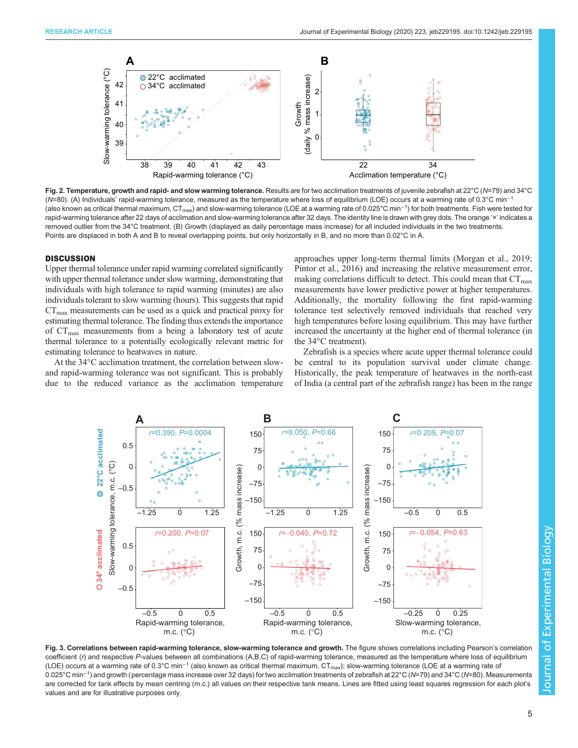**Fig. 2. Temperature, growth and rapid- and slow warming tolerance.** Results are for two acclimation treatments of juvenile zebrafish at 22°C ($N$=79) and 34°C ($N$=80). (A) Individuals' rapid-warming tolerance, measured as the temperature where loss of equilibrium (LOE) occurs at a warming rate of 0.3°C min$^{-1}$ (also known as critical thermal maximum, $CT_{max}$) and slow-warming tolerance (LOE at a warming rate of 0.025°C min$^{-1}$) for both treatments. Fish were tested for rapid-warming tolerance after 22 days of acclimation and slow-warming tolerance after 32 days. The identity line is drawn with grey dots. The orange '×' indicates a removed outlier from the 34°C treatment. (B) Growth (displayed as daily percentage mass increase) for all included individuals in the two treatments. Points are displaced in both A and B to reveal overlapping points, but only horizontally in B, and no more than 0.02°C in A.

## DISCUSSION

Upper thermal tolerance under rapid warming correlated significantly with upper thermal tolerance under slow warming, demonstrating that individuals with high tolerance to rapid warming (minutes) are also individuals tolerant to slow warming (hours). This suggests that rapid $CT_{max}$ measurements can be used as a quick and practical proxy for estimating thermal tolerance. The finding thus extends the importance of $CT_{max}$ measurements from a being a laboratory test of acute thermal tolerance to a potentially ecologically relevant metric for estimating tolerance to heatwaves in nature.

At the 34°C acclimation treatment, the correlation between slow- and rapid-warming tolerance was not significant. This is probably due to the reduced variance as the acclimation temperature approaches upper long-term thermal limits (Morgan et al., 2019; Pintor et al., 2016) and increasing the relative measurement error, making correlations difficult to detect. This could mean that $CT_{max}$ measurements have lower predictive power at higher temperatures. Additionally, the mortality following the first rapid-warming tolerance test selectively removed individuals that reached very high temperatures before losing equilibrium. This may have further increased the uncertainty at the higher end of thermal tolerance (in the 34°C treatment).

Zebrafish is a species where acute upper thermal tolerance could be central to its population survival under climate change. Historically, the peak temperature of heatwaves in the north-east of India (a central part of the zebrafish range) has been in the range

**Fig. 3. Correlations between rapid-warming tolerance, slow-warming tolerance and growth.** The figure shows correlations including Pearson's correlation coefficient ($r$) and respective $P$-values between all combinations (A,B,C) of rapid-warming tolerance, measured as the temperature where loss of equilibrium (LOE) occurs at a warming rate of 0.3°C min$^{-1}$ (also known as critical thermal maximum, $CT_{max}$); slow-warming tolerance (LOE at a warming rate of 0.025°C min$^{-1}$) and growth (percentage mass increase over 32 days) for two acclimation treatments of zebrafish at 22°C ($N$=79) and 34°C ($N$=80). Measurements are corrected for tank effects by mean centring (m.c.) all values on their respective tank means. Lines are fitted using least squares regression for each plot's values and are for illustrative purposes only.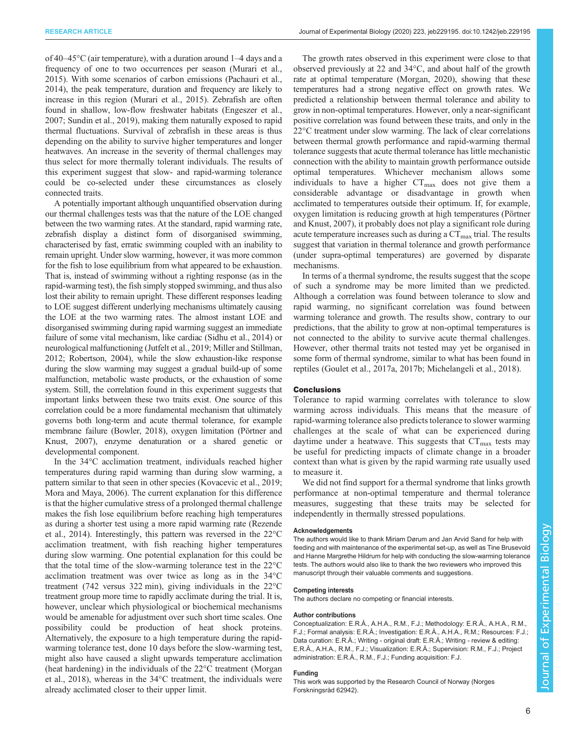of 40–45°C (air temperature), with a duration around 1–4 days and a frequency of one to two occurrences per season (Murari et al., 2015). With some scenarios of carbon emissions (Pachauri et al., 2014), the peak temperature, duration and frequency are likely to increase in this region (Murari et al., 2015). Zebrafish are often found in shallow, low-flow freshwater habitats (Engeszer et al., 2007; Sundin et al., 2019), making them naturally exposed to rapid thermal fluctuations. Survival of zebrafish in these areas is thus depending on the ability to survive higher temperatures and longer heatwaves. An increase in the severity of thermal challenges may thus select for more thermally tolerant individuals. The results of this experiment suggest that slow- and rapid-warming tolerance could be co-selected under these circumstances as closely connected traits.

A potentially important although unquantified observation during our thermal challenges tests was that the nature of the LOE changed between the two warming rates. At the standard, rapid warming rate, zebrafish display a distinct form of disorganised swimming, characterised by fast, erratic swimming coupled with an inability to remain upright. Under slow warming, however, it was more common for the fish to lose equilibrium from what appeared to be exhaustion. That is, instead of swimming without a righting response (as in the rapid-warming test), the fish simply stopped swimming, and thus also lost their ability to remain upright. These different responses leading to LOE suggest different underlying mechanisms ultimately causing the LOE at the two warming rates. The almost instant LOE and disorganised swimming during rapid warming suggest an immediate failure of some vital mechanism, like cardiac (Sidhu et al., 2014) or neurological malfunctioning (Jutfelt et al., 2019; Miller and Stillman, 2012; Robertson, 2004), while the slow exhaustion-like response during the slow warming may suggest a gradual build-up of some malfunction, metabolic waste products, or the exhaustion of some system. Still, the correlation found in this experiment suggests that important links between these two traits exist. One source of this correlation could be a more fundamental mechanism that ultimately governs both long-term and acute thermal tolerance, for example membrane failure (Bowler, 2018), oxygen limitation (Pörtner and Knust, 2007), enzyme denaturation or a shared genetic or developmental component.

In the 34°C acclimation treatment, individuals reached higher temperatures during rapid warming than during slow warming, a pattern similar to that seen in other species (Kovacevic et al., 2019; Mora and Maya, 2006). The current explanation for this difference is that the higher cumulative stress of a prolonged thermal challenge makes the fish lose equilibrium before reaching high temperatures as during a shorter test using a more rapid warming rate (Rezende et al., 2014). Interestingly, this pattern was reversed in the 22°C acclimation treatment, with fish reaching higher temperatures during slow warming. One potential explanation for this could be that the total time of the slow-warming tolerance test in the 22°C acclimation treatment was over twice as long as in the 34°C treatment (742 versus 322 min), giving individuals in the 22°C treatment group more time to rapidly acclimate during the trial. It is, however, unclear which physiological or biochemical mechanisms would be amenable for adjustment over such short time scales. One possibility could be production of heat shock proteins. Alternatively, the exposure to a high temperature during the rapid-warming tolerance test, done 10 days before the slow-warming test, might also have caused a slight upwards temperature acclimation (heat hardening) in the individuals of the 22°C treatment (Morgan et al., 2018), whereas in the 34°C treatment, the individuals were already acclimated closer to their upper limit.

The growth rates observed in this experiment were close to that observed previously at 22 and 34°C, and about half of the growth rate at optimal temperature (Morgan, 2020), showing that these temperatures had a strong negative effect on growth rates. We predicted a relationship between thermal tolerance and ability to grow in non-optimal temperatures. However, only a near-significant positive correlation was found between these traits, and only in the 22°C treatment under slow warming. The lack of clear correlations between thermal growth performance and rapid-warming thermal tolerance suggests that acute thermal tolerance has little mechanistic connection with the ability to maintain growth performance outside optimal temperatures. Whichever mechanism allows some individuals to have a higher $CT_{max}$ does not give them a considerable advantage or disadvantage in growth when acclimated to temperatures outside their optimum. If, for example, oxygen limitation is reducing growth at high temperatures (Pörtner and Knust, 2007), it probably does not play a significant role during acute temperature increases such as during a $CT_{max}$ trial. The results suggest that variation in thermal tolerance and growth performance (under supra-optimal temperatures) are governed by disparate mechanisms.

In terms of a thermal syndrome, the results suggest that the scope of such a syndrome may be more limited than we predicted. Although a correlation was found between tolerance to slow and rapid warming, no significant correlation was found between warming tolerance and growth. The results show, contrary to our predictions, that the ability to grow at non-optimal temperatures is not connected to the ability to survive acute thermal challenges. However, other thermal traits not tested may yet be organised in some form of thermal syndrome, similar to what has been found in reptiles (Goulet et al., 2017a, 2017b; Michelangeli et al., 2018).

## Conclusions

Tolerance to rapid warming correlates with tolerance to slow warming across individuals. This means that the measure of rapid-warming tolerance also predicts tolerance to slower warming challenges at the scale of what can be experienced during daytime under a heatwave. This suggests that $CT_{max}$ tests may be useful for predicting impacts of climate change in a broader context than what is given by the rapid warming rate usually used to measure it.

We did not find support for a thermal syndrome that links growth performance at non-optimal temperature and thermal tolerance measures, suggesting that these traits may be selected for independently in thermally stressed populations.

#### Acknowledgements

The authors would like to thank Miriam Dørum and Jan Arvid Sand for help with feeding and with maintenance of the experimental set-up, as well as Tine Brusevold and Hanne Margrethe Hildrum for help with conducting the slow-warming tolerance tests. The authors would also like to thank the two reviewers who improved this manuscript through their valuable comments and suggestions.

#### Competing interests

The authors declare no competing or financial interests.

#### Author contributions

Conceptualization: E.R.Å., A.H.A., R.M., F.J.; Methodology: E.R.Å., A.H.A., R.M., F.J.; Formal analysis: E.R.Å.; Investigation: E.R.Å., A.H.A., R.M.; Resources: F.J.; Data curation: E.R.Å.; Writing - original draft: E.R.Å.; Writing - review & editing: E.R.Å., A.H.A., R.M., F.J.; Visualization: E.R.Å.; Supervision: R.M., F.J.; Project administration: E.R.Å., R.M., F.J.; Funding acquisition: F.J.

#### Funding

This work was supported by the Research Council of Norway (Norges Forskningsråd 62942).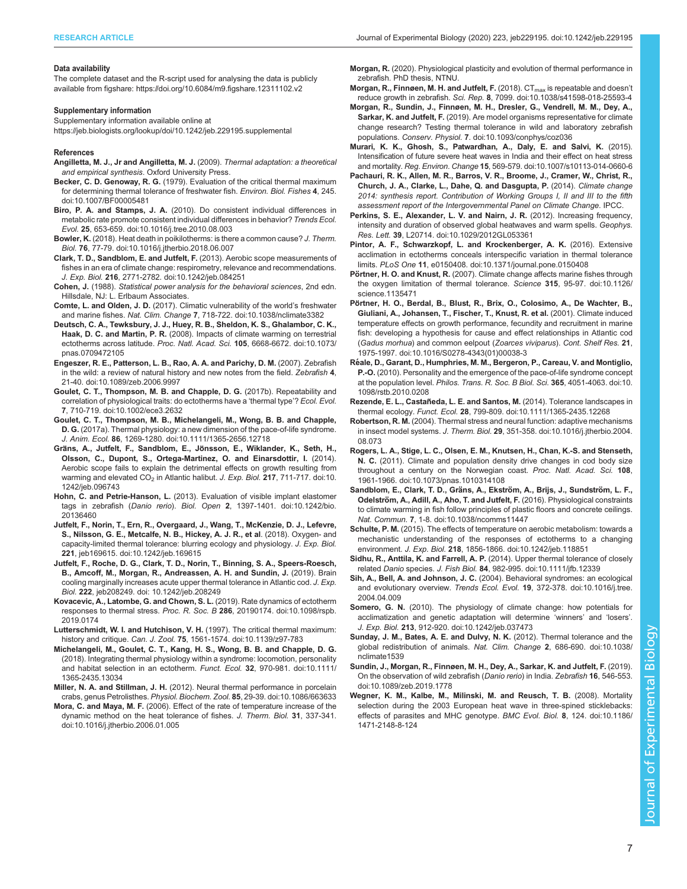#### Data availability

The complete dataset and the R-script used for analysing the data is publicly available from figshare: https://doi.org/10.6084/m9.figshare.12311102.v2

#### Supplementary information

Supplementary information available online at https://jeb.biologists.org/lookup/doi/10.1242/jeb.229195.supplemental

#### References

**Angilletta, M. J., Jr and Angilletta, M. J.** (2009). *Thermal adaptation: a theoretical and empirical synthesis*. Oxford University Press.

**Becker, C. D. Genoway, R. G.** (1979). Evaluation of the critical thermal maximum for determining thermal tolerance of freshwater fish. *Environ. Biol. Fishes* **4**, 245. doi:10.1007/BF00005481

**Biro, P. A. and Stamps, J. A.** (2010). Do consistent individual differences in metabolic rate promote consistent individual differences in behavior? *Trends Ecol. Evol.* **25**, 653-659. doi:10.1016/j.tree.2010.08.003

**Bowler, K.** (2018). Heat death in poikilotherms: is there a common cause? *J. Therm. Biol.* **76**, 77-79. doi:10.1016/j.jtherbio.2018.06.007

**Clark, T. D., Sandblom, E. and Jutfelt, F.** (2013). Aerobic scope measurements of fishes in an era of climate change: respirometry, relevance and recommendations. *J. Exp. Biol.* **216**, 2771-2782. doi:10.1242/jeb.084251

**Cohen, J.** (1988). *Statistical power analysis for the behavioral sciences*, 2nd edn. Hillsdale, NJ: L. Erlbaum Associates.

**Comte, L. and Olden, J. D.** (2017). Climatic vulnerability of the world's freshwater and marine fishes. *Nat. Clim. Change* **7**, 718-722. doi:10.1038/nclimate3382

**Deutsch, C. A., Tewksbury, J. J., Huey, R. B., Sheldon, K. S., Ghalambor, C. K., Haak, D. C. and Martin, P. R.** (2008). Impacts of climate warming on terrestrial ectotherms across latitude. *Proc. Natl. Acad. Sci.* **105**, 6668-6672. doi:10.1073/pnas.0709472105

**Engeszer, R. E., Patterson, L. B., Rao, A. A. and Parichy, D. M.** (2007). Zebrafish in the wild: a review of natural history and new notes from the field. *Zebrafish* **4**, 21-40. doi:10.1089/zeb.2006.9997

**Goulet, C. T., Thompson, M. B. and Chapple, D. G.** (2017b). Repeatability and correlation of physiological traits: do ectotherms have a 'thermal type'? *Ecol. Evol.* **7**, 710-719. doi:10.1002/ece3.2632

**Goulet, C. T., Thompson, M. B., Michelangeli, M., Wong, B. B. and Chapple, D. G.** (2017a). Thermal physiology: a new dimension of the pace-of-life syndrome. *J. Anim. Ecol.* **86**, 1269-1280. doi:10.1111/1365-2656.12718

**Gräns, A., Jutfelt, F., Sandblom, E., Jönsson, E., Wiklander, K., Seth, H., Olsson, C., Dupont, S., Ortega-Martinez, O. and Einarsdottir, I.** (2014). Aerobic scope fails to explain the detrimental effects on growth resulting from warming and elevated $CO_2$ in Atlantic halibut. *J. Exp. Biol.* **217**, 711-717. doi:10.1242/jeb.096743

**Hohn, C. and Petrie-Hanson, L.** (2013). Evaluation of visible implant elastomer tags in zebrafish (*Danio rerio*). *Biol. Open* **2**, 1397-1401. doi:10.1242/bio.20136460

**Jutfelt, F., Norin, T., Ern, R., Overgaard, J., Wang, T., McKenzie, D. J., Lefevre, S., Nilsson, G. E., Metcalfe, N. B., Hickey, A. J. R., et al.** (2018). Oxygen- and capacity-limited thermal tolerance: blurring ecology and physiology. *J. Exp. Biol.* **221**, jeb169615. doi:10.1242/jeb.169615

**Jutfelt, F., Roche, D. G., Clark, T. D., Norin, T., Binning, S. A., Speers-Roesch, B., Amcoff, M., Morgan, R., Andreassen, A. H. and Sundin, J.** (2019). Brain cooling marginally increases acute upper thermal tolerance in Atlantic cod. *J. Exp. Biol.* **222**, jeb208249. doi: 10.1242/jeb.208249

**Kovacevic, A., Latombe, G. and Chown, S. L.** (2019). Rate dynamics of ectotherm responses to thermal stress. *Proc. R. Soc. B* **286**, 20190174. doi:10.1098/rspb.2019.0174

**Lutterschmidt, W. I. and Hutchison, V. H.** (1997). The critical thermal maximum: history and critique. *Can. J. Zool.* **75**, 1561-1574. doi:10.1139/z97-783

**Michelangeli, M., Goulet, C. T., Kang, H. S., Wong, B. B. and Chapple, D. G.** (2018). Integrating thermal physiology within a syndrome: locomotion, personality and habitat selection in an ectotherm. *Funct. Ecol.* **32**, 970-981. doi:10.1111/1365-2435.13034

**Miller, N. A. and Stillman, J. H.** (2012). Neural thermal performance in porcelain crabs, genus Petrolisthes. *Physiol. Biochem. Zool.* **85**, 29-39. doi:10.1086/663633

**Mora, C. and Maya, M. F.** (2006). Effect of the rate of temperature increase of the dynamic method on the heat tolerance of fishes. *J. Therm. Biol.* **31**, 337-341. doi:10.1016/j.jtherbio.2006.01.005

**Morgan, R.** (2020). Physiological plasticity and evolution of thermal performance in zebrafish. PhD thesis, NTNU.

**Morgan, R., Finnøen, M. H. and Jutfelt, F.** (2018). $CT_{max}$ is repeatable and doesn't reduce growth in zebrafish. *Sci. Rep.* **8**, 7099. doi:10.1038/s41598-018-25593-4

**Morgan, R., Sundin, J., Finnøen, M. H., Dresler, G., Vendrell, M. M., Dey, A., Sarkar, K. and Jutfelt, F.** (2019). Are model organisms representative for climate change research? Testing thermal tolerance in wild and laboratory zebrafish populations. *Conserv. Physiol.* **7**. doi:10.1093/conphys/coz036

**Murari, K. K., Ghosh, S., Patwardhan, A., Daly, E. and Salvi, K.** (2015). Intensification of future severe heat waves in India and their effect on heat stress and mortality. *Reg. Environ. Change* **15**, 569-579. doi:10.1007/s10113-014-0660-6

**Pachauri, R. K., Allen, M. R., Barros, V. R., Broome, J., Cramer, W., Christ, R., Church, J. A., Clarke, L., Dahe, Q. and Dasgupta, P.** (2014). *Climate change 2014: synthesis report. Contribution of Working Groups I, II and III to the fifth assessment report of the Intergovernmental Panel on Climate Change*. IPCC.

**Perkins, S. E., Alexander, L. V. and Nairn, J. R.** (2012). Increasing frequency, intensity and duration of observed global heatwaves and warm spells. *Geophys. Res. Lett.* **39**, L20714. doi:10.1029/2012GL053361

**Pintor, A. F., Schwarzkopf, L. and Krockenberger, A. K.** (2016). Extensive acclimation in ectotherms conceals interspecific variation in thermal tolerance limits. *PLoS One* **11**, e0150408. doi:10.1371/journal.pone.0150408

**Pörtner, H. O. and Knust, R.** (2007). Climate change affects marine fishes through the oxygen limitation of thermal tolerance. *Science* **315**, 95-97. doi:10.1126/science.1135471

**Pörtner, H. O., Berdal, B., Blust, R., Brix, O., Colosimo, A., De Wachter, B., Giuliani, A., Johansen, T., Fischer, T., Knust, R. et al.** (2001). Climate induced temperature effects on growth performance, fecundity and recruitment in marine fish: developing a hypothesis for cause and effect relationships in Atlantic cod (*Gadus morhua*) and common eelpout (*Zoarces viviparus*). *Cont. Shelf Res.* **21**, 1975-1997. doi:10.1016/S0278-4343(01)00038-3

**Réale, D., Garant, D., Humphries, M. M., Bergeron, P., Careau, V. and Montiglio, P.-O.** (2010). Personality and the emergence of the pace-of-life syndrome concept at the population level. *Philos. Trans. R. Soc. B Biol. Sci.* **365**, 4051-4063. doi:10.1098/rstb.2010.0208

**Rezende, E. L., Castañeda, L. E. and Santos, M.** (2014). Tolerance landscapes in thermal ecology. *Funct. Ecol.* **28**, 799-809. doi:10.1111/1365-2435.12268

**Robertson, R. M.** (2004). Thermal stress and neural function: adaptive mechanisms in insect model systems. *J. Therm. Biol.* **29**, 351-358. doi:10.1016/j.jtherbio.2004.08.073

**Rogers, L. A., Stige, L. C., Olsen, E. M., Knutsen, H., Chan, K.-S. and Stenseth, N. C.** (2011). Climate and population density drive changes in cod body size throughout a century on the Norwegian coast. *Proc. Natl. Acad. Sci.* **108**, 1961-1966. doi:10.1073/pnas.1010314108

**Sandblom, E., Clark, T. D., Gräns, A., Ekström, A., Brijs, J., Sundström, L. F., Odelström, A., Adill, A., Aho, T. and Jutfelt, F.** (2016). Physiological constraints to climate warming in fish follow principles of plastic floors and concrete ceilings. *Nat. Commun.* **7**, 1-8. doi:10.1038/ncomms11447

**Schulte, P. M.** (2015). The effects of temperature on aerobic metabolism: towards a mechanistic understanding of the responses of ectotherms to a changing environment. *J. Exp. Biol.* **218**, 1856-1866. doi:10.1242/jeb.118851

**Sidhu, R., Anttila, K. and Farrell, A. P.** (2014). Upper thermal tolerance of closely related *Danio* species. *J. Fish Biol.* **84**, 982-995. doi:10.1111/jfb.12339

**Sih, A., Bell, A. and Johnson, J. C.** (2004). Behavioral syndromes: an ecological and evolutionary overview. *Trends Ecol. Evol.* **19**, 372-378. doi:10.1016/j.tree.2004.04.009

**Somero, G. N.** (2010). The physiology of climate change: how potentials for acclimatization and genetic adaptation will determine 'winners' and 'losers'. *J. Exp. Biol.* **213**, 912-920. doi:10.1242/jeb.037473

**Sunday, J. M., Bates, A. E. and Dulvy, N. K.** (2012). Thermal tolerance and the global redistribution of animals. *Nat. Clim. Change* **2**, 686-690. doi:10.1038/nclimate1539

**Sundin, J., Morgan, R., Finnøen, M. H., Dey, A., Sarkar, K. and Jutfelt, F.** (2019). On the observation of wild zebrafish (*Danio rerio*) in India. *Zebrafish* **16**, 546-553. doi:10.1089/zeb.2019.1778

**Wegner, K. M., Kalbe, M., Milinski, M. and Reusch, T. B.** (2008). Mortality selection during the 2003 European heat wave in three-spined sticklebacks: effects of parasites and MHC genotype. *BMC Evol. Biol.* **8**, 124. doi:10.1186/1471-2148-8-124